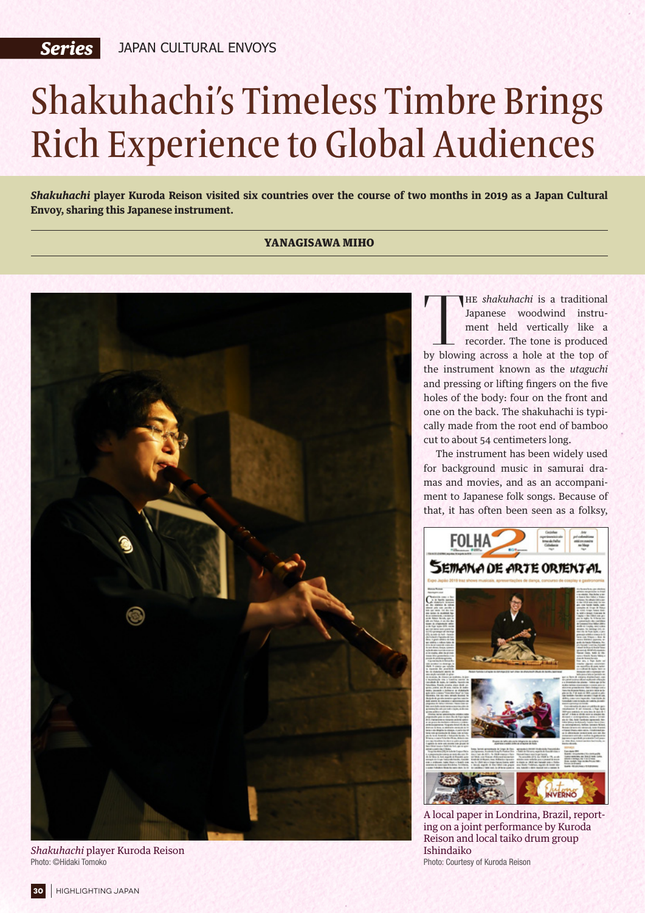Series JAPAN CULTURAL ENVOYS

# Shakuhachi's Timeless Timbre Brings Rich Experience to Global Audiences

***Shakuhachi* player Kuroda Reison visited six countries over the course of two months in 2019 as a Japan Cultural Envoy, sharing this Japanese instrument.**

**YANAGISAWA MIHO**

*Shakuhachi* player Kuroda Reison
Photo: ©Hidaki Tomoko

The *shakuhachi* is a traditional Japanese woodwind instrument held vertically like a recorder. The tone is produced by blowing across a hole at the top of the instrument known as the *utaguchi* and pressing or lifting fingers on the five holes of the body: four on the front and one on the back. The shakuhachi is typically made from the root end of bamboo cut to about 54 centimeters long.

The instrument has been widely used for background music in samurai dramas and movies, and as an accompaniment to Japanese folk songs. Because of that, it has often been seen as a folksy,

A local paper in Londrina, Brazil, reporting on a joint performance by Kuroda Reison and local taiko drum group Ishindaiko
Photo: Courtesy of Kuroda Reison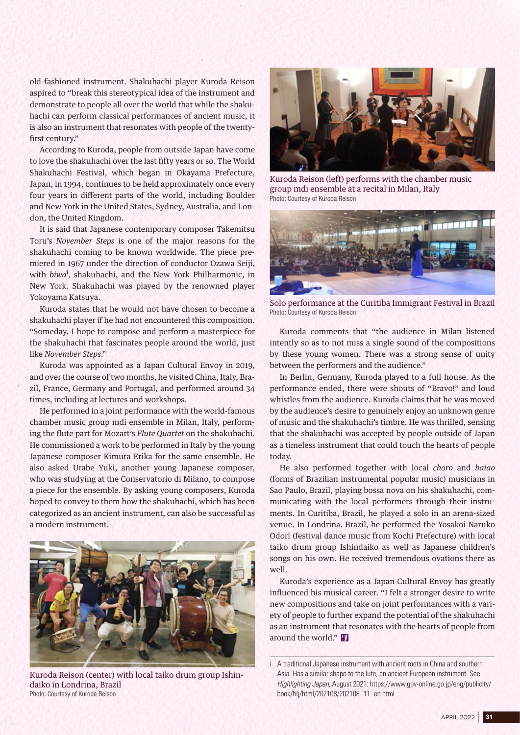old-fashioned instrument. Shakuhachi player Kuroda Reison aspired to "break this stereotypical idea of the instrument and demonstrate to people all over the world that while the shakuhachi can perform classical performances of ancient music, it is also an instrument that resonates with people of the twenty-first century."

According to Kuroda, people from outside Japan have come to love the shakuhachi over the last fifty years or so. The World Shakuhachi Festival, which began in Okayama Prefecture, Japan, in 1994, continues to be held approximately once every four years in different parts of the world, including Boulder and New York in the United States, Sydney, Australia, and London, the United Kingdom.

It is said that Japanese contemporary composer Takemitsu Toru's *November Steps* is one of the major reasons for the shakuhachi coming to be known worldwide. The piece premiered in 1967 under the direction of conductor Ozawa Seiji, with *biwa*[i], shakuhachi, and the New York Philharmonic, in New York. Shakuhachi was played by the renowned player Yokoyama Katsuya.

Kuroda states that he would not have chosen to become a shakuhachi player if he had not encountered this composition. "Someday, I hope to compose and perform a masterpiece for the shakuhachi that fascinates people around the world, just like *November Steps*."

Kuroda was appointed as a Japan Cultural Envoy in 2019, and over the course of two months, he visited China, Italy, Brazil, France, Germany and Portugal, and performed around 34 times, including at lectures and workshops.

He performed in a joint performance with the world-famous chamber music group mdi ensemble in Milan, Italy, performing the flute part for Mozart's *Flute Quartet* on the shakuhachi. He commissioned a work to be performed in Italy by the young Japanese composer Kimura Erika for the same ensemble. He also asked Urabe Yuki, another young Japanese composer, who was studying at the Conservatorio di Milano, to compose a piece for the ensemble. By asking young composers, Kuroda hoped to convey to them how the shakuhachi, which has been categorized as an ancient instrument, can also be successful as a modern instrument.

Kuroda Reison (center) with local taiko drum group Ishindaiko in Londrina, Brazil
Photo: Courtesy of Kuroda Reison

Kuroda Reison (left) performs with the chamber music group mdi ensemble at a recital in Milan, Italy
Photo: Courtesy of Kuroda Reison

Solo performance at the Curitiba Immigrant Festival in Brazil
Photo: Courtesy of Kuroda Reison

Kuroda comments that "the audience in Milan listened intently so as to not miss a single sound of the compositions by these young women. There was a strong sense of unity between the performers and the audience."

In Berlin, Germany, Kuroda played to a full house. As the performance ended, there were shouts of "Bravo!" and loud whistles from the audience. Kuroda claims that he was moved by the audience's desire to genuinely enjoy an unknown genre of music and the shakuhachi's timbre. He was thrilled, sensing that the shakuhachi was accepted by people outside of Japan as a timeless instrument that could touch the hearts of people today.

He also performed together with local *choro* and *baiao* (forms of Brazilian instrumental popular music) musicians in Sao Paulo, Brazil, playing bossa nova on his shakuhachi, communicating with the local performers through their instruments. In Curitiba, Brazil, he played a solo in an arena-sized venue. In Londrina, Brazil, he performed the Yosakoi Naruko Odori (festival dance music from Kochi Prefecture) with local taiko drum group Ishindaiko as well as Japanese children's songs on his own. He received tremendous ovations there as well.

Kuroda's experience as a Japan Cultural Envoy has greatly influenced his musical career. "I felt a stronger desire to write new compositions and take on joint performances with a variety of people to further expand the potential of the shakuhachi as an instrument that resonates with the hearts of people from around the world."

---

i A traditional Japanese instrument with ancient roots in China and southern Asia. Has a similar shape to the lute, an ancient European instrument. See *Highlighting Japan*, August 2021: https://www.gov-online.go.jp/eng/publicity/book/hlj/html/202108/202108_11_en.html